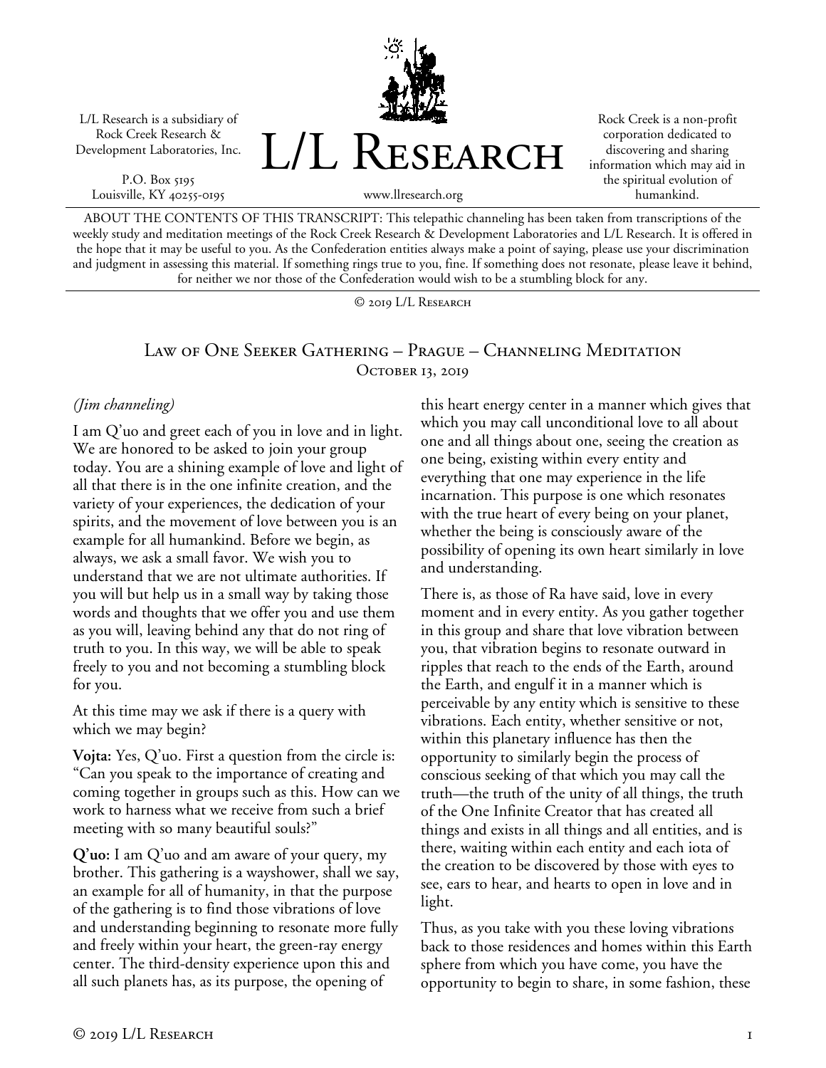L/L Research is a subsidiary of Rock Creek Research & Development Laboratories, Inc.

P.O. Box 5195
Louisville, KY 40255-0195

# L/L Research

www.llresearch.org

Rock Creek is a non-profit corporation dedicated to discovering and sharing information which may aid in the spiritual evolution of humankind.

ABOUT THE CONTENTS OF THIS TRANSCRIPT: This telepathic channeling has been taken from transcriptions of the weekly study and meditation meetings of the Rock Creek Research & Development Laboratories and L/L Research. It is offered in the hope that it may be useful to you. As the Confederation entities always make a point of saying, please use your discrimination and judgment in assessing this material. If something rings true to you, fine. If something does not resonate, please leave it behind, for neither we nor those of the Confederation would wish to be a stumbling block for any.

© 2019 L/L Research

## Law of One Seeker Gathering – Prague – Channeling Meditation
October 13, 2019

*(Jim channeling)*

I am Q'uo and greet each of you in love and in light. We are honored to be asked to join your group today. You are a shining example of love and light of all that there is in the one infinite creation, and the variety of your experiences, the dedication of your spirits, and the movement of love between you is an example for all humankind. Before we begin, as always, we ask a small favor. We wish you to understand that we are not ultimate authorities. If you will but help us in a small way by taking those words and thoughts that we offer you and use them as you will, leaving behind any that do not ring of truth to you. In this way, we will be able to speak freely to you and not becoming a stumbling block for you.

At this time may we ask if there is a query with which we may begin?

**Vojta:** Yes, Q'uo. First a question from the circle is: "Can you speak to the importance of creating and coming together in groups such as this. How can we work to harness what we receive from such a brief meeting with so many beautiful souls?"

**Q'uo:** I am Q'uo and am aware of your query, my brother. This gathering is a wayshower, shall we say, an example for all of humanity, in that the purpose of the gathering is to find those vibrations of love and understanding beginning to resonate more fully and freely within your heart, the green-ray energy center. The third-density experience upon this and all such planets has, as its purpose, the opening of this heart energy center in a manner which gives that which you may call unconditional love to all about one and all things about one, seeing the creation as one being, existing within every entity and everything that one may experience in the life incarnation. This purpose is one which resonates with the true heart of every being on your planet, whether the being is consciously aware of the possibility of opening its own heart similarly in love and understanding.

There is, as those of Ra have said, love in every moment and in every entity. As you gather together in this group and share that love vibration between you, that vibration begins to resonate outward in ripples that reach to the ends of the Earth, around the Earth, and engulf it in a manner which is perceivable by any entity which is sensitive to these vibrations. Each entity, whether sensitive or not, within this planetary influence has then the opportunity to similarly begin the process of conscious seeking of that which you may call the truth—the truth of the unity of all things, the truth of the One Infinite Creator that has created all things and exists in all things and all entities, and is there, waiting within each entity and each iota of the creation to be discovered by those with eyes to see, ears to hear, and hearts to open in love and in light.

Thus, as you take with you these loving vibrations back to those residences and homes within this Earth sphere from which you have come, you have the opportunity to begin to share, in some fashion, these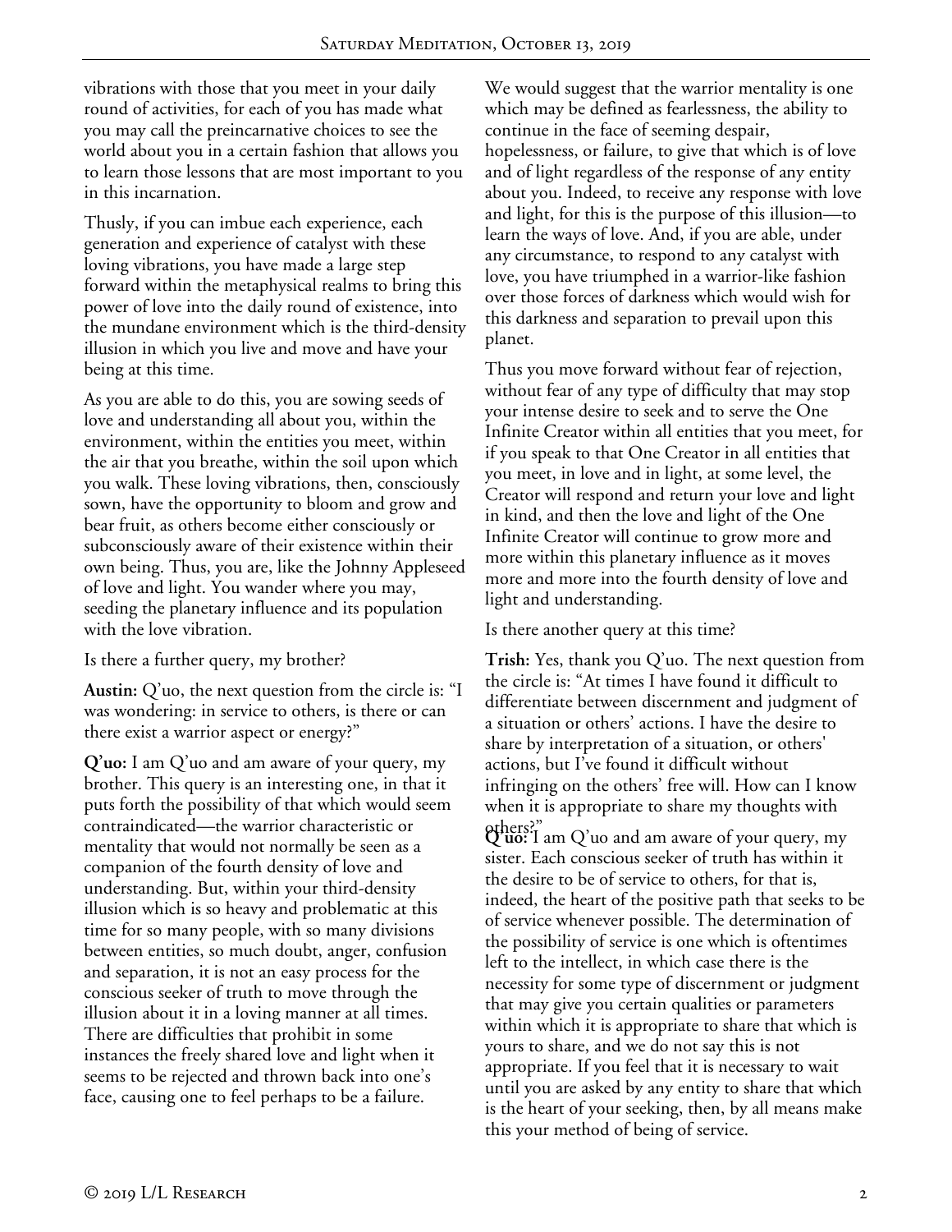vibrations with those that you meet in your daily round of activities, for each of you has made what you may call the preincarnative choices to see the world about you in a certain fashion that allows you to learn those lessons that are most important to you in this incarnation.

Thusly, if you can imbue each experience, each generation and experience of catalyst with these loving vibrations, you have made a large step forward within the metaphysical realms to bring this power of love into the daily round of existence, into the mundane environment which is the third-density illusion in which you live and move and have your being at this time.

As you are able to do this, you are sowing seeds of love and understanding all about you, within the environment, within the entities you meet, within the air that you breathe, within the soil upon which you walk. These loving vibrations, then, consciously sown, have the opportunity to bloom and grow and bear fruit, as others become either consciously or subconsciously aware of their existence within their own being. Thus, you are, like the Johnny Appleseed of love and light. You wander where you may, seeding the planetary influence and its population with the love vibration.

Is there a further query, my brother?

**Austin:** Q'uo, the next question from the circle is: "I was wondering: in service to others, is there or can there exist a warrior aspect or energy?"

**Q'uo:** I am Q'uo and am aware of your query, my brother. This query is an interesting one, in that it puts forth the possibility of that which would seem contraindicated—the warrior characteristic or mentality that would not normally be seen as a companion of the fourth density of love and understanding. But, within your third-density illusion which is so heavy and problematic at this time for so many people, with so many divisions between entities, so much doubt, anger, confusion and separation, it is not an easy process for the conscious seeker of truth to move through the illusion about it in a loving manner at all times. There are difficulties that prohibit in some instances the freely shared love and light when it seems to be rejected and thrown back into one's face, causing one to feel perhaps to be a failure.

We would suggest that the warrior mentality is one which may be defined as fearlessness, the ability to continue in the face of seeming despair, hopelessness, or failure, to give that which is of love and of light regardless of the response of any entity about you. Indeed, to receive any response with love and light, for this is the purpose of this illusion—to learn the ways of love. And, if you are able, under any circumstance, to respond to any catalyst with love, you have triumphed in a warrior-like fashion over those forces of darkness which would wish for this darkness and separation to prevail upon this planet.

Thus you move forward without fear of rejection, without fear of any type of difficulty that may stop your intense desire to seek and to serve the One Infinite Creator within all entities that you meet, for if you speak to that One Creator in all entities that you meet, in love and in light, at some level, the Creator will respond and return your love and light in kind, and then the love and light of the One Infinite Creator will continue to grow more and more within this planetary influence as it moves more and more into the fourth density of love and light and understanding.

Is there another query at this time?

**Trish:** Yes, thank you Q'uo. The next question from the circle is: "At times I have found it difficult to differentiate between discernment and judgment of a situation or others' actions. I have the desire to share by interpretation of a situation, or others' actions, but I've found it difficult without infringing on the others' free will. How can I know when it is appropriate to share my thoughts with others?"

**Q'uo:** I am Q'uo and am aware of your query, my sister. Each conscious seeker of truth has within it the desire to be of service to others, for that is, indeed, the heart of the positive path that seeks to be of service whenever possible. The determination of the possibility of service is one which is oftentimes left to the intellect, in which case there is the necessity for some type of discernment or judgment that may give you certain qualities or parameters within which it is appropriate to share that which is yours to share, and we do not say this is not appropriate. If you feel that it is necessary to wait until you are asked by any entity to share that which is the heart of your seeking, then, by all means make this your method of being of service.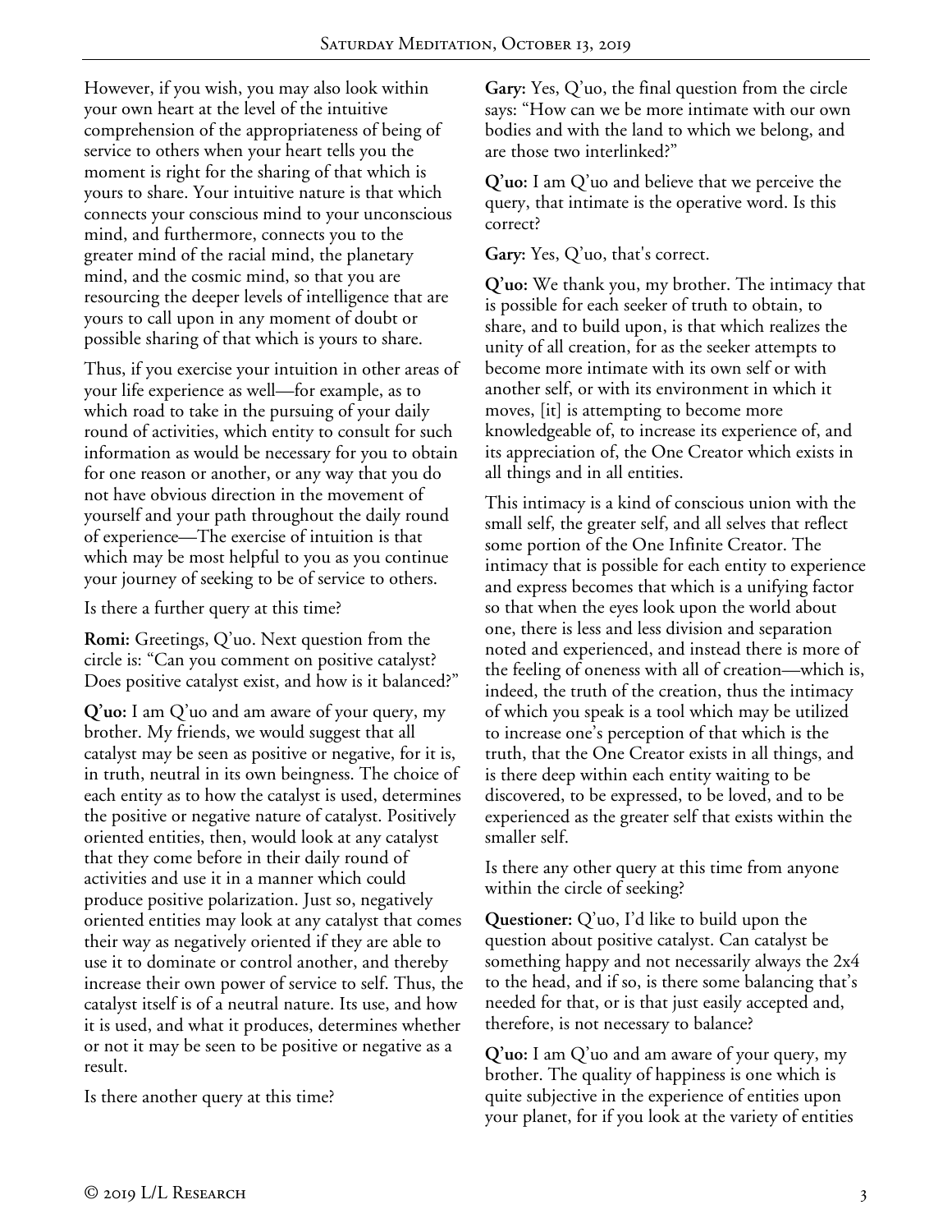However, if you wish, you may also look within your own heart at the level of the intuitive comprehension of the appropriateness of being of service to others when your heart tells you the moment is right for the sharing of that which is yours to share. Your intuitive nature is that which connects your conscious mind to your unconscious mind, and furthermore, connects you to the greater mind of the racial mind, the planetary mind, and the cosmic mind, so that you are resourcing the deeper levels of intelligence that are yours to call upon in any moment of doubt or possible sharing of that which is yours to share.

Thus, if you exercise your intuition in other areas of your life experience as well—for example, as to which road to take in the pursuing of your daily round of activities, which entity to consult for such information as would be necessary for you to obtain for one reason or another, or any way that you do not have obvious direction in the movement of yourself and your path throughout the daily round of experience—The exercise of intuition is that which may be most helpful to you as you continue your journey of seeking to be of service to others.

Is there a further query at this time?

**Romi:** Greetings, Q'uo. Next question from the circle is: "Can you comment on positive catalyst? Does positive catalyst exist, and how is it balanced?"

**Q'uo:** I am Q'uo and am aware of your query, my brother. My friends, we would suggest that all catalyst may be seen as positive or negative, for it is, in truth, neutral in its own beingness. The choice of each entity as to how the catalyst is used, determines the positive or negative nature of catalyst. Positively oriented entities, then, would look at any catalyst that they come before in their daily round of activities and use it in a manner which could produce positive polarization. Just so, negatively oriented entities may look at any catalyst that comes their way as negatively oriented if they are able to use it to dominate or control another, and thereby increase their own power of service to self. Thus, the catalyst itself is of a neutral nature. Its use, and how it is used, and what it produces, determines whether or not it may be seen to be positive or negative as a result.

Is there another query at this time?

**Gary:** Yes, Q'uo, the final question from the circle says: "How can we be more intimate with our own bodies and with the land to which we belong, and are those two interlinked?"

**Q'uo:** I am Q'uo and believe that we perceive the query, that intimate is the operative word. Is this correct?

**Gary:** Yes, Q'uo, that's correct.

**Q'uo:** We thank you, my brother. The intimacy that is possible for each seeker of truth to obtain, to share, and to build upon, is that which realizes the unity of all creation, for as the seeker attempts to become more intimate with its own self or with another self, or with its environment in which it moves, [it] is attempting to become more knowledgeable of, to increase its experience of, and its appreciation of, the One Creator which exists in all things and in all entities.

This intimacy is a kind of conscious union with the small self, the greater self, and all selves that reflect some portion of the One Infinite Creator. The intimacy that is possible for each entity to experience and express becomes that which is a unifying factor so that when the eyes look upon the world about one, there is less and less division and separation noted and experienced, and instead there is more of the feeling of oneness with all of creation—which is, indeed, the truth of the creation, thus the intimacy of which you speak is a tool which may be utilized to increase one's perception of that which is the truth, that the One Creator exists in all things, and is there deep within each entity waiting to be discovered, to be expressed, to be loved, and to be experienced as the greater self that exists within the smaller self.

Is there any other query at this time from anyone within the circle of seeking?

**Questioner:** Q'uo, I'd like to build upon the question about positive catalyst. Can catalyst be something happy and not necessarily always the 2x4 to the head, and if so, is there some balancing that's needed for that, or is that just easily accepted and, therefore, is not necessary to balance?

**Q'uo:** I am Q'uo and am aware of your query, my brother. The quality of happiness is one which is quite subjective in the experience of entities upon your planet, for if you look at the variety of entities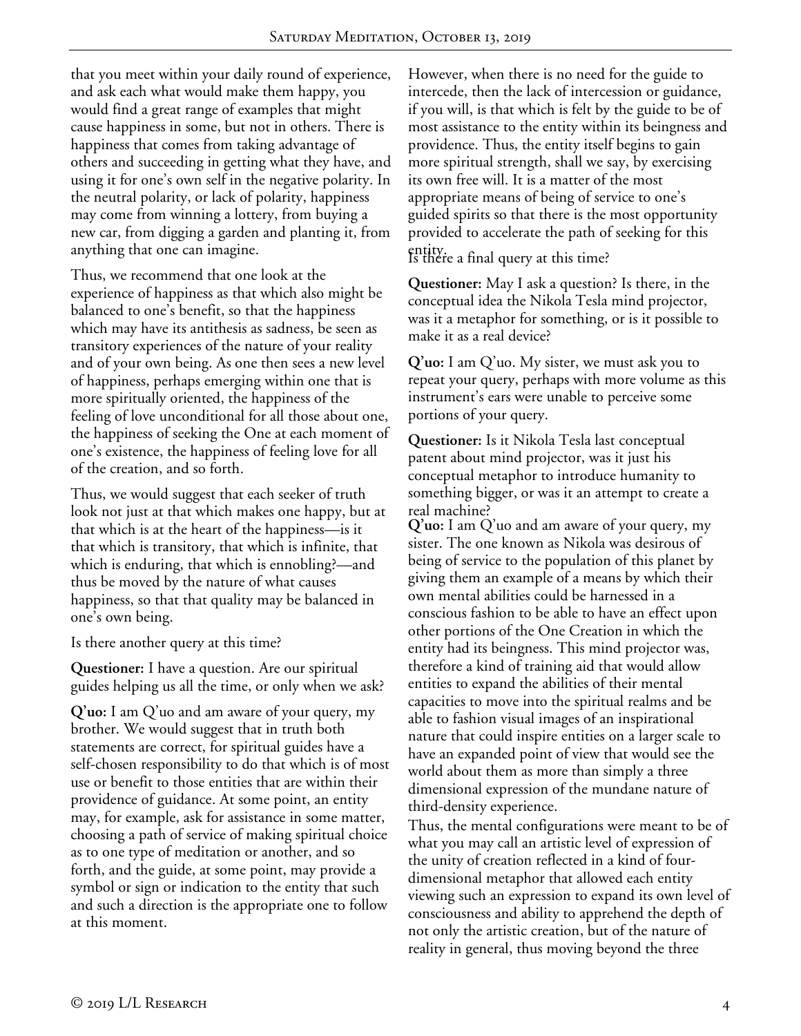that you meet within your daily round of experience, and ask each what would make them happy, you would find a great range of examples that might cause happiness in some, but not in others. There is happiness that comes from taking advantage of others and succeeding in getting what they have, and using it for one's own self in the negative polarity. In the neutral polarity, or lack of polarity, happiness may come from winning a lottery, from buying a new car, from digging a garden and planting it, from anything that one can imagine.

Thus, we recommend that one look at the experience of happiness as that which also might be balanced to one's benefit, so that the happiness which may have its antithesis as sadness, be seen as transitory experiences of the nature of your reality and of your own being. As one then sees a new level of happiness, perhaps emerging within one that is more spiritually oriented, the happiness of the feeling of love unconditional for all those about one, the happiness of seeking the One at each moment of one's existence, the happiness of feeling love for all of the creation, and so forth.

Thus, we would suggest that each seeker of truth look not just at that which makes one happy, but at that which is at the heart of the happiness—is it that which is transitory, that which is infinite, that which is enduring, that which is ennobling?—and thus be moved by the nature of what causes happiness, so that that quality may be balanced in one's own being.

Is there another query at this time?

**Questioner:** I have a question. Are our spiritual guides helping us all the time, or only when we ask?

**Q'uo:** I am Q'uo and am aware of your query, my brother. We would suggest that in truth both statements are correct, for spiritual guides have a self-chosen responsibility to do that which is of most use or benefit to those entities that are within their providence of guidance. At some point, an entity may, for example, ask for assistance in some matter, choosing a path of service of making spiritual choice as to one type of meditation or another, and so forth, and the guide, at some point, may provide a symbol or sign or indication to the entity that such and such a direction is the appropriate one to follow at this moment.

However, when there is no need for the guide to intercede, then the lack of intercession or guidance, if you will, is that which is felt by the guide to be of most assistance to the entity within its beingness and providence. Thus, the entity itself begins to gain more spiritual strength, shall we say, by exercising its own free will. It is a matter of the most appropriate means of being of service to one's guided spirits so that there is the most opportunity provided to accelerate the path of seeking for this entity.

Is there a final query at this time?

**Questioner:** May I ask a question? Is there, in the conceptual idea the Nikola Tesla mind projector, was it a metaphor for something, or is it possible to make it as a real device?

**Q'uo:** I am Q'uo. My sister, we must ask you to repeat your query, perhaps with more volume as this instrument's ears were unable to perceive some portions of your query.

**Questioner:** Is it Nikola Tesla last conceptual patent about mind projector, was it just his conceptual metaphor to introduce humanity to something bigger, or was it an attempt to create a real machine?

**Q'uo:** I am Q'uo and am aware of your query, my sister. The one known as Nikola was desirous of being of service to the population of this planet by giving them an example of a means by which their own mental abilities could be harnessed in a conscious fashion to be able to have an effect upon other portions of the One Creation in which the entity had its beingness. This mind projector was, therefore a kind of training aid that would allow entities to expand the abilities of their mental capacities to move into the spiritual realms and be able to fashion visual images of an inspirational nature that could inspire entities on a larger scale to have an expanded point of view that would see the world about them as more than simply a three dimensional expression of the mundane nature of third-density experience.

Thus, the mental configurations were meant to be of what you may call an artistic level of expression of the unity of creation reflected in a kind of four-dimensional metaphor that allowed each entity viewing such an expression to expand its own level of consciousness and ability to apprehend the depth of not only the artistic creation, but of the nature of reality in general, thus moving beyond the three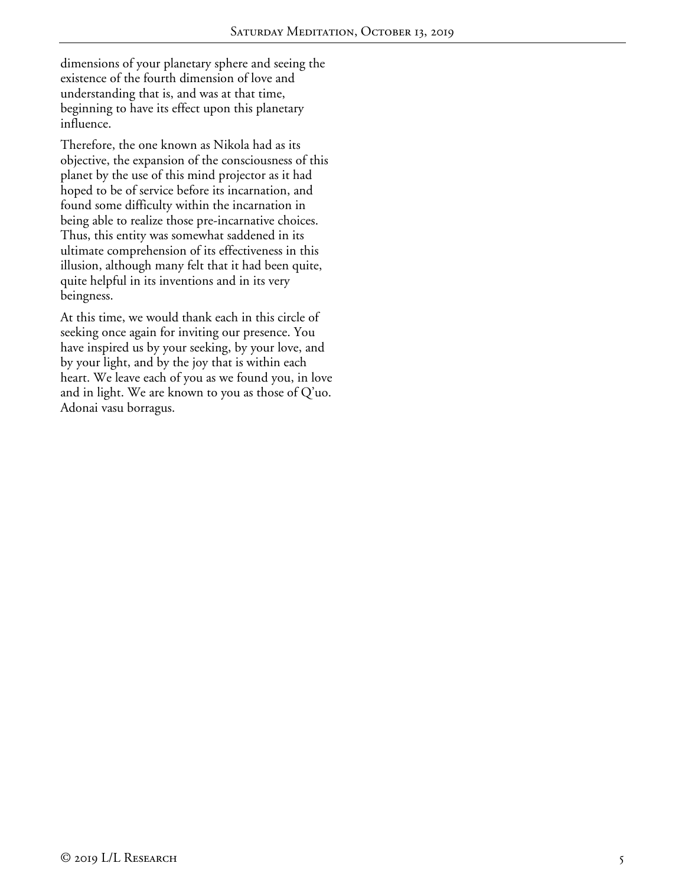dimensions of your planetary sphere and seeing the existence of the fourth dimension of love and understanding that is, and was at that time, beginning to have its effect upon this planetary influence.

Therefore, the one known as Nikola had as its objective, the expansion of the consciousness of this planet by the use of this mind projector as it had hoped to be of service before its incarnation, and found some difficulty within the incarnation in being able to realize those pre-incarnative choices. Thus, this entity was somewhat saddened in its ultimate comprehension of its effectiveness in this illusion, although many felt that it had been quite, quite helpful in its inventions and in its very beingness.

At this time, we would thank each in this circle of seeking once again for inviting our presence. You have inspired us by your seeking, by your love, and by your light, and by the joy that is within each heart. We leave each of you as we found you, in love and in light. We are known to you as those of Q'uo. Adonai vasu borragus.